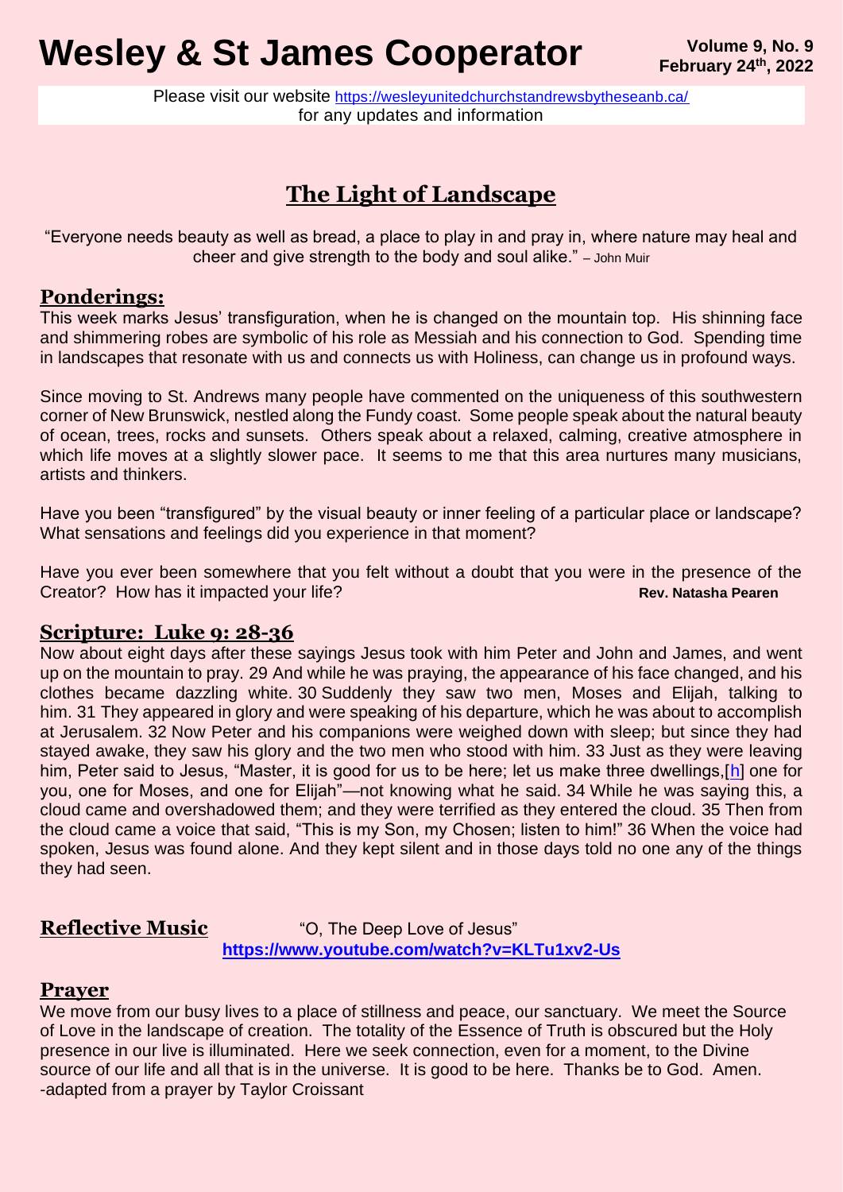# Wesley & St James Cooperator

**Volume 9, No. 9**
**February 24th, 2022**

Please visit our website https://wesleyunitedchurchstandrewsbytheseanb.ca/
for any updates and information

## The Light of Landscape

"Everyone needs beauty as well as bread, a place to play in and pray in, where nature may heal and cheer and give strength to the body and soul alike." – John Muir

### Ponderings:

This week marks Jesus' transfiguration, when he is changed on the mountain top. His shinning face and shimmering robes are symbolic of his role as Messiah and his connection to God. Spending time in landscapes that resonate with us and connects us with Holiness, can change us in profound ways.

Since moving to St. Andrews many people have commented on the uniqueness of this southwestern corner of New Brunswick, nestled along the Fundy coast. Some people speak about the natural beauty of ocean, trees, rocks and sunsets. Others speak about a relaxed, calming, creative atmosphere in which life moves at a slightly slower pace. It seems to me that this area nurtures many musicians, artists and thinkers.

Have you been "transfigured" by the visual beauty or inner feeling of a particular place or landscape? What sensations and feelings did you experience in that moment?

Have you ever been somewhere that you felt without a doubt that you were in the presence of the Creator? How has it impacted your life?

**Rev. Natasha Pearen**

### Scripture: Luke 9: 28-36

Now about eight days after these sayings Jesus took with him Peter and John and James, and went up on the mountain to pray. 29 And while he was praying, the appearance of his face changed, and his clothes became dazzling white. 30 Suddenly they saw two men, Moses and Elijah, talking to him. 31 They appeared in glory and were speaking of his departure, which he was about to accomplish at Jerusalem. 32 Now Peter and his companions were weighed down with sleep; but since they had stayed awake, they saw his glory and the two men who stood with him. 33 Just as they were leaving him, Peter said to Jesus, "Master, it is good for us to be here; let us make three dwellings,[h] one for you, one for Moses, and one for Elijah"—not knowing what he said. 34 While he was saying this, a cloud came and overshadowed them; and they were terrified as they entered the cloud. 35 Then from the cloud came a voice that said, "This is my Son, my Chosen; listen to him!" 36 When the voice had spoken, Jesus was found alone. And they kept silent and in those days told no one any of the things they had seen.

### Reflective Music

"O, The Deep Love of Jesus"
**https://www.youtube.com/watch?v=KLTu1xv2-Us**

### Prayer

We move from our busy lives to a place of stillness and peace, our sanctuary. We meet the Source of Love in the landscape of creation. The totality of the Essence of Truth is obscured but the Holy presence in our live is illuminated. Here we seek connection, even for a moment, to the Divine source of our life and all that is in the universe. It is good to be here. Thanks be to God. Amen.
-adapted from a prayer by Taylor Croissant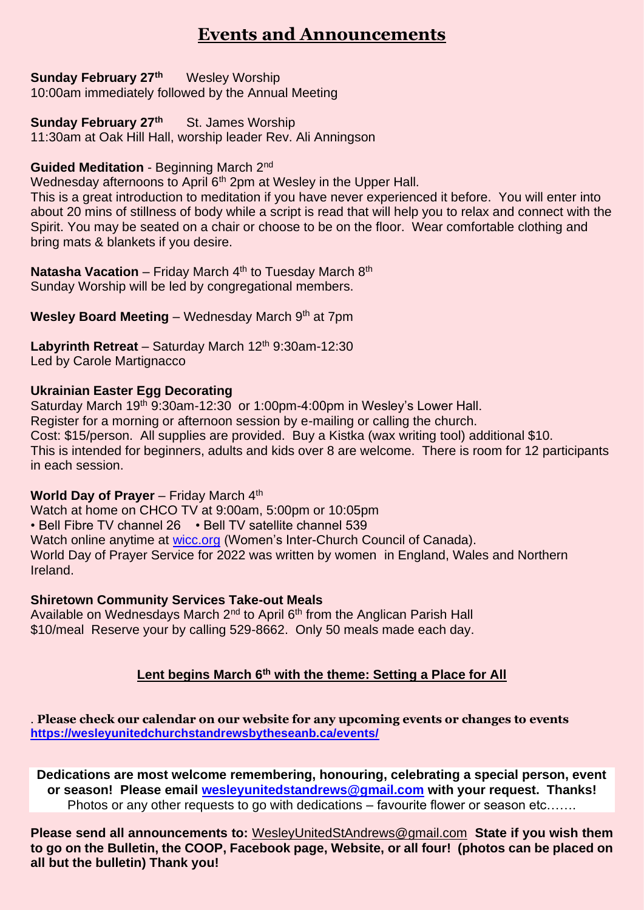# Events and Announcements

**Sunday February 27th** Wesley Worship
10:00am immediately followed by the Annual Meeting

**Sunday February 27th** St. James Worship
11:30am at Oak Hill Hall, worship leader Rev. Ali Anningson

**Guided Meditation** - Beginning March 2nd
Wednesday afternoons to April 6th 2pm at Wesley in the Upper Hall.
This is a great introduction to meditation if you have never experienced it before. You will enter into about 20 mins of stillness of body while a script is read that will help you to relax and connect with the Spirit. You may be seated on a chair or choose to be on the floor. Wear comfortable clothing and bring mats & blankets if you desire.

**Natasha Vacation** – Friday March 4th to Tuesday March 8th
Sunday Worship will be led by congregational members.

**Wesley Board Meeting** – Wednesday March 9th at 7pm

**Labyrinth Retreat** – Saturday March 12th 9:30am-12:30
Led by Carole Martignacco

**Ukrainian Easter Egg Decorating**
Saturday March 19th 9:30am-12:30 or 1:00pm-4:00pm in Wesley's Lower Hall.
Register for a morning or afternoon session by e-mailing or calling the church.
Cost: $15/person. All supplies are provided. Buy a Kistka (wax writing tool) additional $10.
This is intended for beginners, adults and kids over 8 are welcome. There is room for 12 participants in each session.

**World Day of Prayer** – Friday March 4th
Watch at home on CHCO TV at 9:00am, 5:00pm or 10:05pm
• Bell Fibre TV channel 26 • Bell TV satellite channel 539
Watch online anytime at wicc.org (Women's Inter-Church Council of Canada).
World Day of Prayer Service for 2022 was written by women in England, Wales and Northern Ireland.

**Shiretown Community Services Take-out Meals**
Available on Wednesdays March 2nd to April 6th from the Anglican Parish Hall
$10/meal Reserve your by calling 529-8662. Only 50 meals made each day.

**Lent begins March 6th with the theme: Setting a Place for All**

. **Please check our calendar on our website for any upcoming events or changes to events**
**https://wesleyunitedchurchstandrewsbytheseanb.ca/events/**

**Dedications are most welcome remembering, honouring, celebrating a special person, event or season! Please email wesleyunitedstandrews@gmail.com with your request. Thanks!**
Photos or any other requests to go with dedications – favourite flower or season etc…….

**Please send all announcements to:** WesleyUnitedStAndrews@gmail.com **State if you wish them to go on the Bulletin, the COOP, Facebook page, Website, or all four! (photos can be placed on all but the bulletin) Thank you!**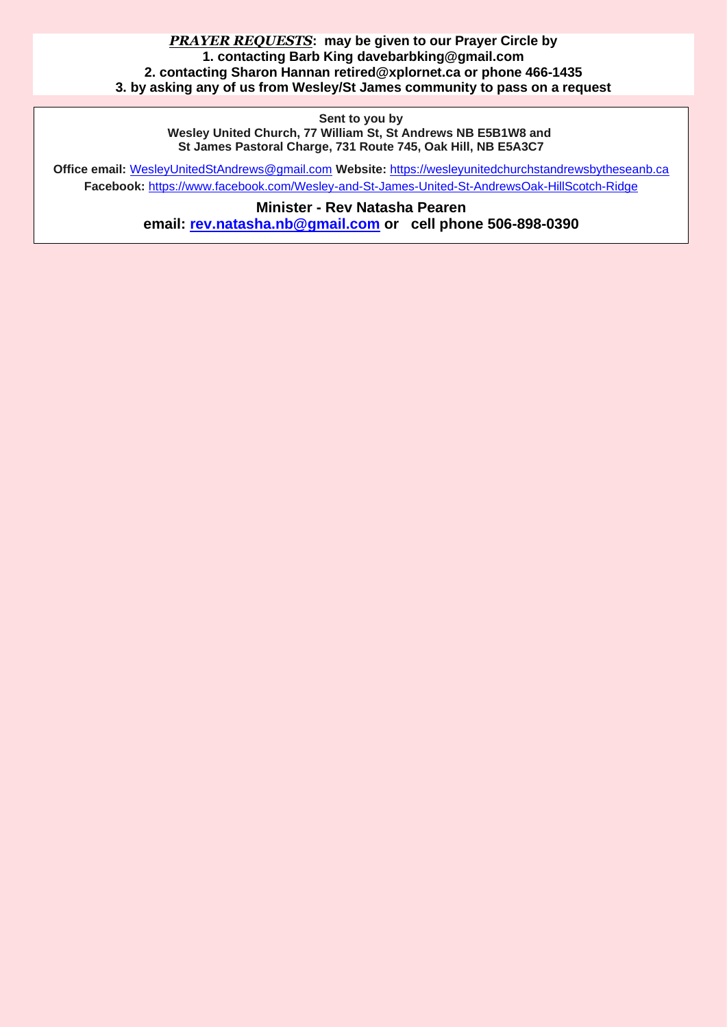***PRAYER REQUESTS*****: may be given to our Prayer Circle by**
**1. contacting Barb King davebarbking@gmail.com**
**2. contacting Sharon Hannan retired@xplornet.ca or phone 466-1435**
**3. by asking any of us from Wesley/St James community to pass on a request**

**Sent to you by**
**Wesley United Church, 77 William St, St Andrews NB E5B1W8 and**
**St James Pastoral Charge, 731 Route 745, Oak Hill, NB E5A3C7**

**Office email:** WesleyUnitedStAndrews@gmail.com **Website:** https://wesleyunitedchurchstandrewsbytheseanb.ca
**Facebook:** https://www.facebook.com/Wesley-and-St-James-United-St-AndrewsOak-HillScotch-Ridge

**Minister - Rev Natasha Pearen**
**email: rev.natasha.nb@gmail.com or cell phone 506-898-0390**